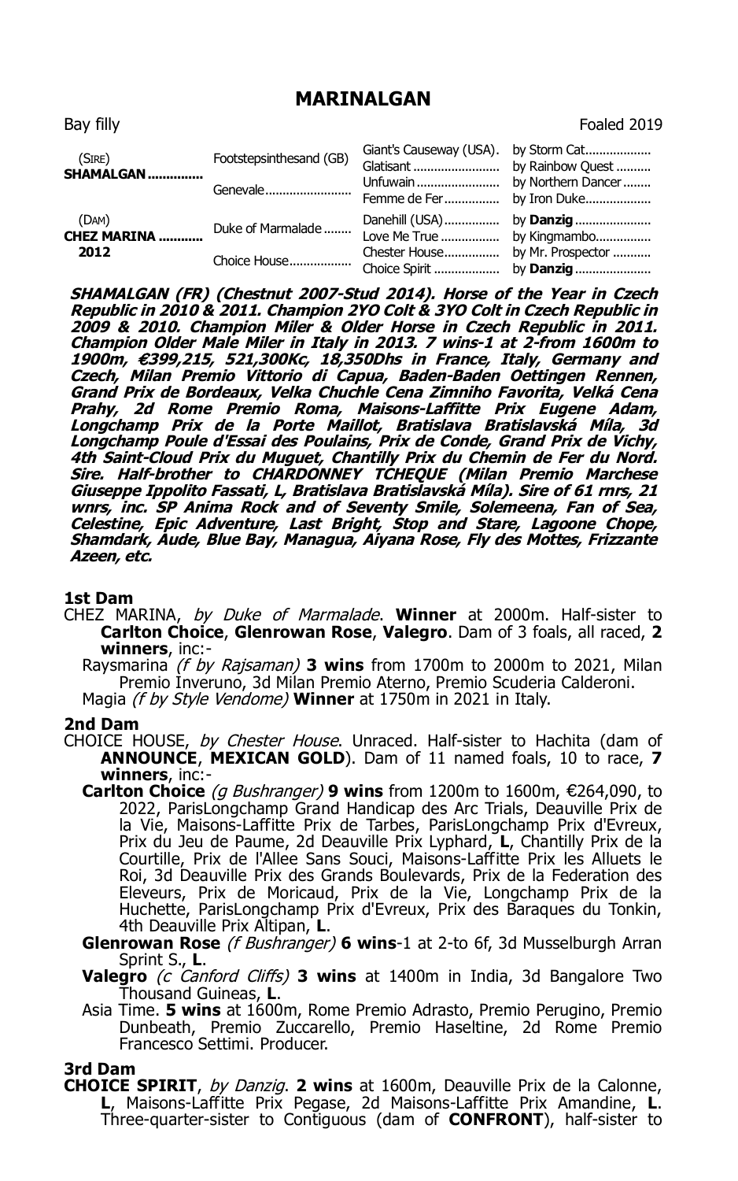# MARINALGAN

Bay filly Foaled 2019

| | | | |
|---|---|---|---|
| (SIRE) **SHAMALGAN** | Footstepsinthesand (GB) | Giant's Causeway (USA) | by Storm Cat |
| | | Glatisant | by Rainbow Quest |
| | Genevale | Unfuwain | by Northern Dancer |
| | | Femme de Fer | by Iron Duke |
| (DAM) **CHEZ MARINA** 2012 | Duke of Marmalade | Danehill (USA) | by **Danzig** |
| | | Love Me True | by Kingmambo |
| | Choice House | Chester House | by Mr. Prospector |
| | | Choice Spirit | by **Danzig** |

***SHAMALGAN (FR) (Chestnut 2007-Stud 2014). Horse of the Year in Czech Republic in 2010 & 2011. Champion 2YO Colt & 3YO Colt in Czech Republic in 2009 & 2010. Champion Miler & Older Horse in Czech Republic in 2011. Champion Older Male Miler in Italy in 2013. 7 wins-1 at 2-from 1600m to 1900m, €399,215, 521,300Kc, 18,350Dhs in France, Italy, Germany and Czech, Milan Premio Vittorio di Capua, Baden-Baden Oettingen Rennen, Grand Prix de Bordeaux, Velka Chuchle Cena Zimniho Favorita, Velká Cena Prahy, 2d Rome Premio Roma, Maisons-Laffitte Prix Eugene Adam, Longchamp Prix de la Porte Maillot, Bratislava Bratislavská Míla, 3d Longchamp Poule d'Essai des Poulains, Prix de Conde, Grand Prix de Vichy, 4th Saint-Cloud Prix du Muguet, Chantilly Prix du Chemin de Fer du Nord. Sire. Half-brother to CHARDONNEY TCHEQUE (Milan Premio Marchese Giuseppe Ippolito Fassati, L, Bratislava Bratislavská Míla). Sire of 61 rnrs, 21 wnrs, inc. SP Anima Rock and of Seventy Smile, Solemeena, Fan of Sea, Celestine, Epic Adventure, Last Bright, Stop and Stare, Lagoone Chope, Shamdark, Aude, Blue Bay, Managua, Aiyana Rose, Fly des Mottes, Frizzante Azeen, etc.***

## 1st Dam

CHEZ MARINA, *by Duke of Marmalade*. **Winner** at 2000m. Half-sister to **Carlton Choice**, **Glenrowan Rose**, **Valegro**. Dam of 3 foals, all raced, **2 winners**, inc:-

Raysmarina *(f by Rajsaman)* **3 wins** from 1700m to 2000m to 2021, Milan Premio Inveruno, 3d Milan Premio Aterno, Premio Scuderia Calderoni.

Magia *(f by Style Vendome)* **Winner** at 1750m in 2021 in Italy.

## 2nd Dam

CHOICE HOUSE, *by Chester House*. Unraced. Half-sister to Hachita (dam of **ANNOUNCE**, **MEXICAN GOLD**). Dam of 11 named foals, 10 to race, **7 winners**, inc:-

**Carlton Choice** *(g Bushranger)* **9 wins** from 1200m to 1600m, €264,090, to 2022, ParisLongchamp Grand Handicap des Arc Trials, Deauville Prix de la Vie, Maisons-Laffitte Prix de Tarbes, ParisLongchamp Prix d'Evreux, Prix du Jeu de Paume, 2d Deauville Prix Lyphard, **L**, Chantilly Prix de la Courtille, Prix de l'Allee Sans Souci, Maisons-Laffitte Prix les Alluets le Roi, 3d Deauville Prix des Grands Boulevards, Prix de la Federation des Eleveurs, Prix de Moricaud, Prix de la Vie, Longchamp Prix de la Huchette, ParisLongchamp Prix d'Evreux, Prix des Baraques du Tonkin, 4th Deauville Prix Altipan, **L**.

**Glenrowan Rose** *(f Bushranger)* **6 wins**-1 at 2-to 6f, 3d Musselburgh Arran Sprint S., **L**.

**Valegro** *(c Canford Cliffs)* **3 wins** at 1400m in India, 3d Bangalore Two Thousand Guineas, **L**.

Asia Time. **5 wins** at 1600m, Rome Premio Adrasto, Premio Perugino, Premio Dunbeath, Premio Zuccarello, Premio Haseltine, 2d Rome Premio Francesco Settimi. Producer.

## 3rd Dam

**CHOICE SPIRIT**, *by Danzig*. **2 wins** at 1600m, Deauville Prix de la Calonne, **L**, Maisons-Laffitte Prix Pegase, 2d Maisons-Laffitte Prix Amandine, **L**. Three-quarter-sister to Contiguous (dam of **CONFRONT**), half-sister to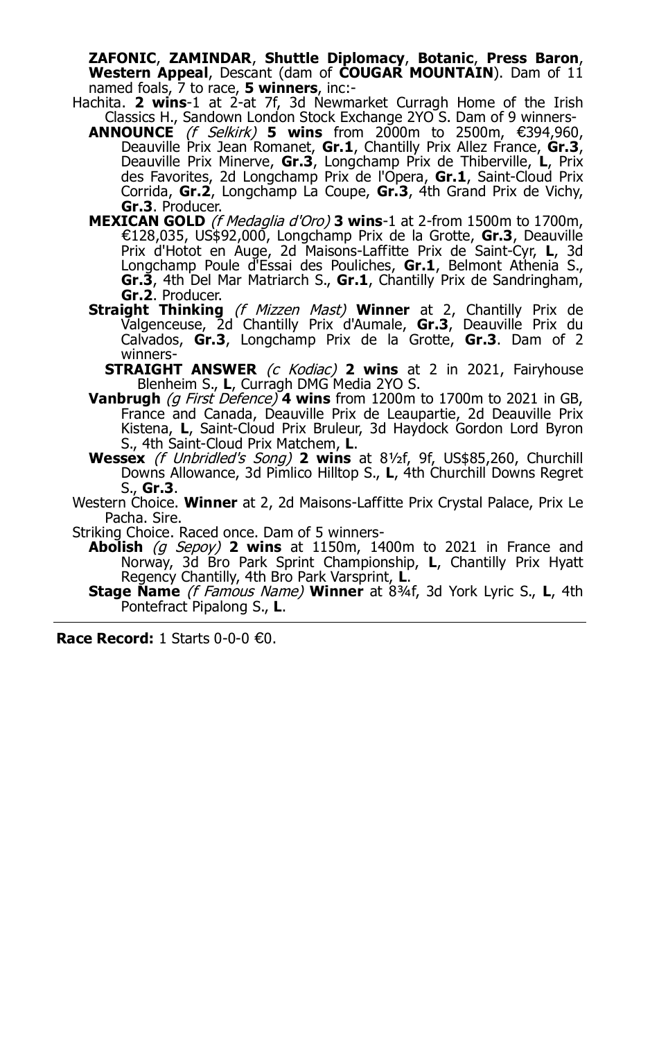**ZAFONIC**, **ZAMINDAR**, **Shuttle Diplomacy**, **Botanic**, **Press Baron**, **Western Appeal**, Descant (dam of **COUGAR MOUNTAIN**). Dam of 11 named foals, 7 to race, **5 winners**, inc:-

Hachita. **2 wins**-1 at 2-at 7f, 3d Newmarket Curragh Home of the Irish Classics H., Sandown London Stock Exchange 2YO S. Dam of 9 winners-

**ANNOUNCE** *(f Selkirk)* **5 wins** from 2000m to 2500m, €394,960, Deauville Prix Jean Romanet, **Gr.1**, Chantilly Prix Allez France, **Gr.3**, Deauville Prix Minerve, **Gr.3**, Longchamp Prix de Thiberville, **L**, Prix des Favorites, 2d Longchamp Prix de l'Opera, **Gr.1**, Saint-Cloud Prix Corrida, **Gr.2**, Longchamp La Coupe, **Gr.3**, 4th Grand Prix de Vichy, **Gr.3**. Producer.

**MEXICAN GOLD** *(f Medaglia d'Oro)* **3 wins**-1 at 2-from 1500m to 1700m, €128,035, US$92,000, Longchamp Prix de la Grotte, **Gr.3**, Deauville Prix d'Hotot en Auge, 2d Maisons-Laffitte Prix de Saint-Cyr, **L**, 3d Longchamp Poule d'Essai des Pouliches, **Gr.1**, Belmont Athenia S., **Gr.3**, 4th Del Mar Matriarch S., **Gr.1**, Chantilly Prix de Sandringham, **Gr.2**. Producer.

**Straight Thinking** *(f Mizzen Mast)* **Winner** at 2, Chantilly Prix de Valgenceuse, 2d Chantilly Prix d'Aumale, **Gr.3**, Deauville Prix du Calvados, **Gr.3**, Longchamp Prix de la Grotte, **Gr.3**. Dam of 2 winners-

**STRAIGHT ANSWER** *(c Kodiac)* **2 wins** at 2 in 2021, Fairyhouse Blenheim S., **L**, Curragh DMG Media 2YO S.

**Vanbrugh** *(g First Defence)* **4 wins** from 1200m to 1700m to 2021 in GB, France and Canada, Deauville Prix de Leaupartie, 2d Deauville Prix Kistena, **L**, Saint-Cloud Prix Bruleur, 3d Haydock Gordon Lord Byron S., 4th Saint-Cloud Prix Matchem, **L**.

**Wessex** *(f Unbridled's Song)* **2 wins** at 8½f, 9f, US$85,260, Churchill Downs Allowance, 3d Pimlico Hilltop S., **L**, 4th Churchill Downs Regret S., **Gr.3**.

Western Choice. **Winner** at 2, 2d Maisons-Laffitte Prix Crystal Palace, Prix Le Pacha. Sire.

Striking Choice. Raced once. Dam of 5 winners-

**Abolish** *(g Sepoy)* **2 wins** at 1150m, 1400m to 2021 in France and Norway, 3d Bro Park Sprint Championship, **L**, Chantilly Prix Hyatt Regency Chantilly, 4th Bro Park Varsprint, **L**.

**Stage Name** *(f Famous Name)* **Winner** at 8¾f, 3d York Lyric S., **L**, 4th Pontefract Pipalong S., **L**.

---

**Race Record:** 1 Starts 0-0-0 €0.